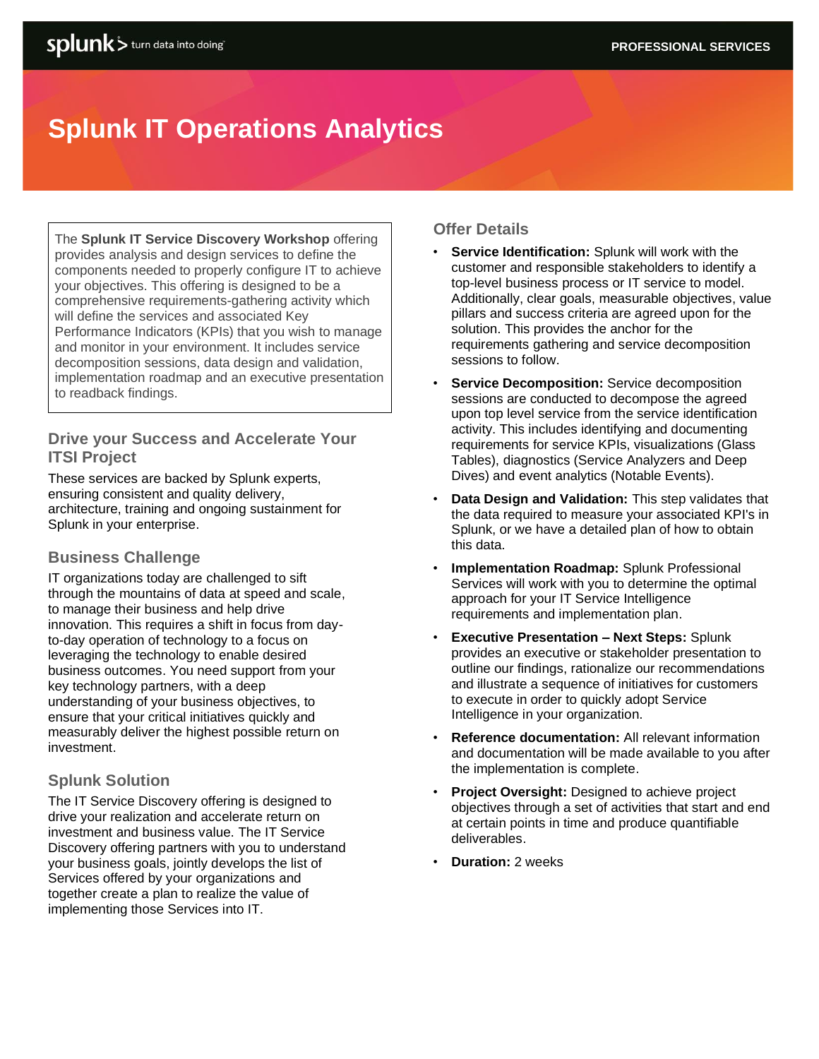# Splunk IT Operations Analytics

The **Splunk IT Service Discovery Workshop** offering provides analysis and design services to define the components needed to properly configure IT to achieve your objectives. This offering is designed to be a comprehensive requirements-gathering activity which will define the services and associated Key Performance Indicators (KPIs) that you wish to manage and monitor in your environment. It includes service decomposition sessions, data design and validation, implementation roadmap and an executive presentation to readback findings.

## Drive your Success and Accelerate Your ITSI Project

These services are backed by Splunk experts, ensuring consistent and quality delivery, architecture, training and ongoing sustainment for Splunk in your enterprise.

## Business Challenge

IT organizations today are challenged to sift through the mountains of data at speed and scale, to manage their business and help drive innovation. This requires a shift in focus from day-to-day operation of technology to a focus on leveraging the technology to enable desired business outcomes. You need support from your key technology partners, with a deep understanding of your business objectives, to ensure that your critical initiatives quickly and measurably deliver the highest possible return on investment.

## Splunk Solution

The IT Service Discovery offering is designed to drive your realization and accelerate return on investment and business value. The IT Service Discovery offering partners with you to understand your business goals, jointly develops the list of Services offered by your organizations and together create a plan to realize the value of implementing those Services into IT.

## Offer Details

- **Service Identification:** Splunk will work with the customer and responsible stakeholders to identify a top-level business process or IT service to model. Additionally, clear goals, measurable objectives, value pillars and success criteria are agreed upon for the solution. This provides the anchor for the requirements gathering and service decomposition sessions to follow.
- **Service Decomposition:** Service decomposition sessions are conducted to decompose the agreed upon top level service from the service identification activity. This includes identifying and documenting requirements for service KPIs, visualizations (Glass Tables), diagnostics (Service Analyzers and Deep Dives) and event analytics (Notable Events).
- **Data Design and Validation:** This step validates that the data required to measure your associated KPI's in Splunk, or we have a detailed plan of how to obtain this data.
- **Implementation Roadmap:** Splunk Professional Services will work with you to determine the optimal approach for your IT Service Intelligence requirements and implementation plan.
- **Executive Presentation – Next Steps:** Splunk provides an executive or stakeholder presentation to outline our findings, rationalize our recommendations and illustrate a sequence of initiatives for customers to execute in order to quickly adopt Service Intelligence in your organization.
- **Reference documentation:** All relevant information and documentation will be made available to you after the implementation is complete.
- **Project Oversight:** Designed to achieve project objectives through a set of activities that start and end at certain points in time and produce quantifiable deliverables.
- **Duration:** 2 weeks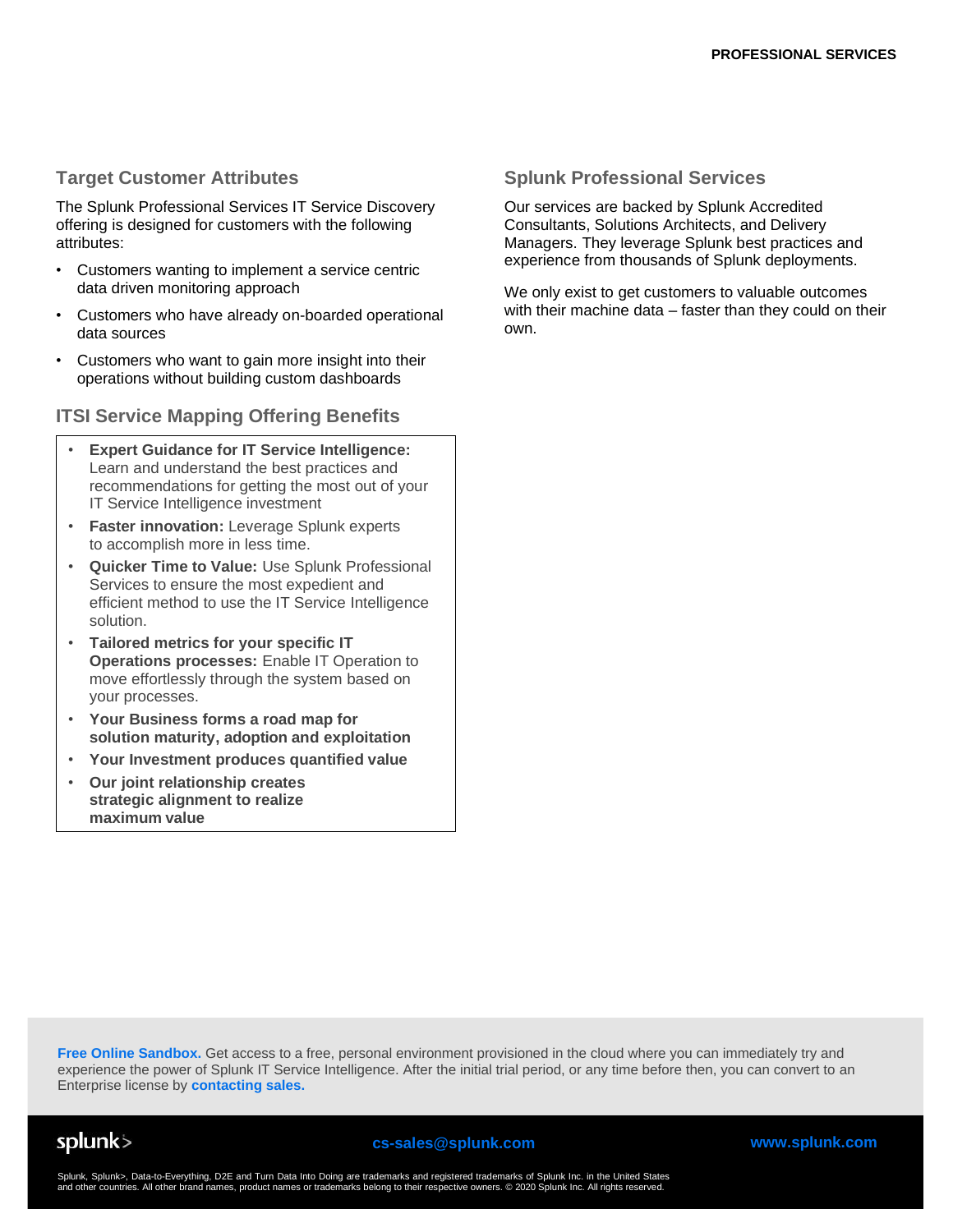## Target Customer Attributes

The Splunk Professional Services IT Service Discovery offering is designed for customers with the following attributes:

- Customers wanting to implement a service centric data driven monitoring approach
- Customers who have already on-boarded operational data sources
- Customers who want to gain more insight into their operations without building custom dashboards

## ITSI Service Mapping Offering Benefits

- **Expert Guidance for IT Service Intelligence:** Learn and understand the best practices and recommendations for getting the most out of your IT Service Intelligence investment
- **Faster innovation:** Leverage Splunk experts to accomplish more in less time.
- **Quicker Time to Value:** Use Splunk Professional Services to ensure the most expedient and efficient method to use the IT Service Intelligence solution.
- **Tailored metrics for your specific IT Operations processes:** Enable IT Operation to move effortlessly through the system based on your processes.
- **Your Business forms a road map for solution maturity, adoption and exploitation**
- **Your Investment produces quantified value**
- **Our joint relationship creates strategic alignment to realize maximum value**

## Splunk Professional Services

Our services are backed by Splunk Accredited Consultants, Solutions Architects, and Delivery Managers. They leverage Splunk best practices and experience from thousands of Splunk deployments.

We only exist to get customers to valuable outcomes with their machine data – faster than they could on their own.

**Free Online Sandbox.** Get access to a free, personal environment provisioned in the cloud where you can immediately try and experience the power of Splunk IT Service Intelligence. After the initial trial period, or any time before then, you can convert to an Enterprise license by **contacting sales.**

splunk>

cs-sales@splunk.com

www.splunk.com

Splunk, Splunk>, Data-to-Everything, D2E and Turn Data Into Doing are trademarks and registered trademarks of Splunk Inc. in the United States and other countries. All other brand names, product names or trademarks belong to their respective owners. © 2020 Splunk Inc. All rights reserved.